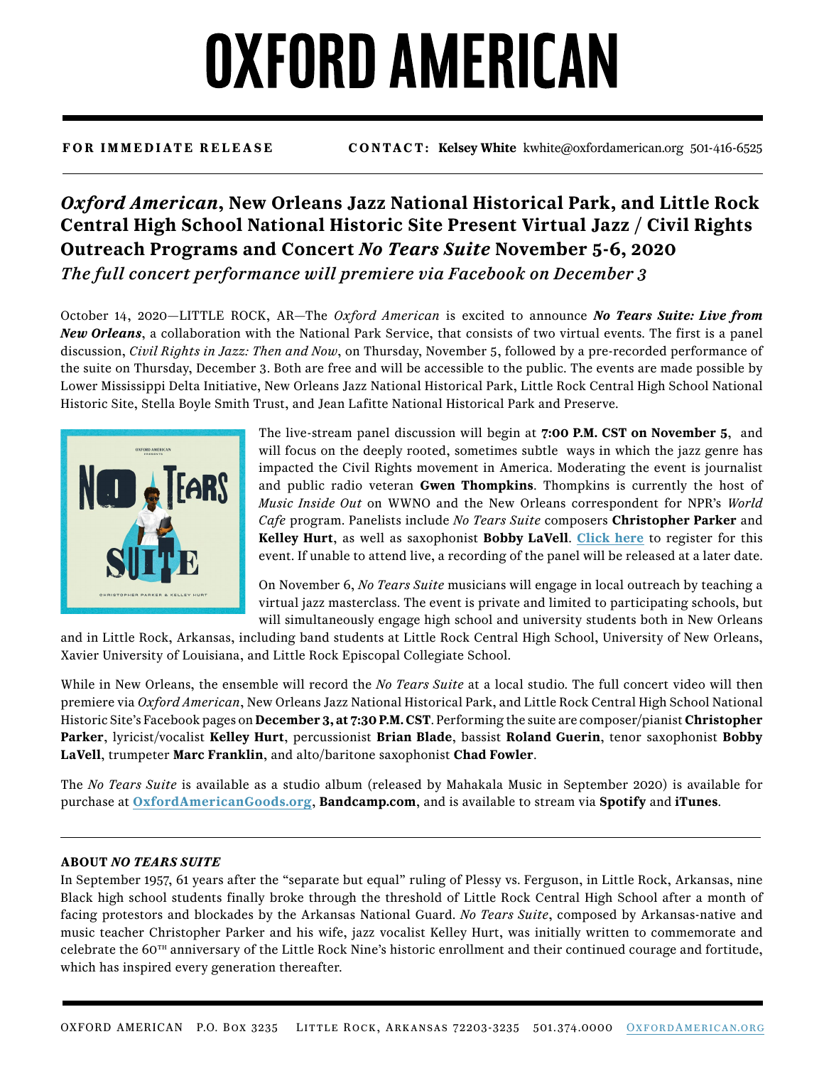# OXFORD AMERICAN

**FOR IMMEDIATE RELEASE** **CONTACT: Kelsey White** kwhite@oxfordamerican.org 501-416-6525

## *Oxford American*, New Orleans Jazz National Historical Park, and Little Rock Central High School National Historic Site Present Virtual Jazz / Civil Rights Outreach Programs and Concert *No Tears Suite* November 5-6, 2020

*The full concert performance will premiere via Facebook on December 3*

October 14, 2020—LITTLE ROCK, AR—The *Oxford American* is excited to announce ***No Tears Suite: Live from New Orleans***, a collaboration with the National Park Service, that consists of two virtual events. The first is a panel discussion, *Civil Rights in Jazz: Then and Now*, on Thursday, November 5, followed by a pre-recorded performance of the suite on Thursday, December 3. Both are free and will be accessible to the public. The events are made possible by Lower Mississippi Delta Initiative, New Orleans Jazz National Historical Park, Little Rock Central High School National Historic Site, Stella Boyle Smith Trust, and Jean Lafitte National Historical Park and Preserve.

The live-stream panel discussion will begin at **7:00 P.M. CST on November 5**, and will focus on the deeply rooted, sometimes subtle ways in which the jazz genre has impacted the Civil Rights movement in America. Moderating the event is journalist and public radio veteran **Gwen Thompkins**. Thompkins is currently the host of *Music Inside Out* on WWNO and the New Orleans correspondent for NPR's *World Cafe* program. Panelists include *No Tears Suite* composers **Christopher Parker** and **Kelley Hurt**, as well as saxophonist **Bobby LaVell**. **Click here** to register for this event. If unable to attend live, a recording of the panel will be released at a later date.

On November 6, *No Tears Suite* musicians will engage in local outreach by teaching a virtual jazz masterclass. The event is private and limited to participating schools, but will simultaneously engage high school and university students both in New Orleans and in Little Rock, Arkansas, including band students at Little Rock Central High School, University of New Orleans, Xavier University of Louisiana, and Little Rock Episcopal Collegiate School.

While in New Orleans, the ensemble will record the *No Tears Suite* at a local studio. The full concert video will then premiere via *Oxford American*, New Orleans Jazz National Historical Park, and Little Rock Central High School National Historic Site's Facebook pages on **December 3, at 7:30 P.M. CST**. Performing the suite are composer/pianist **Christopher Parker**, lyricist/vocalist **Kelley Hurt**, percussionist **Brian Blade**, bassist **Roland Guerin**, tenor saxophonist **Bobby LaVell**, trumpeter **Marc Franklin**, and alto/baritone saxophonist **Chad Fowler**.

The *No Tears Suite* is available as a studio album (released by Mahakala Music in September 2020) is available for purchase at **OxfordAmericanGoods.org**, **Bandcamp.com**, and is available to stream via **Spotify** and **iTunes**.

---

**ABOUT *NO TEARS SUITE***

In September 1957, 61 years after the "separate but equal" ruling of Plessy vs. Ferguson, in Little Rock, Arkansas, nine Black high school students finally broke through the threshold of Little Rock Central High School after a month of facing protestors and blockades by the Arkansas National Guard. *No Tears Suite*, composed by Arkansas-native and music teacher Christopher Parker and his wife, jazz vocalist Kelley Hurt, was initially written to commemorate and celebrate the 60$^{TH}$ anniversary of the Little Rock Nine's historic enrollment and their continued courage and fortitude, which has inspired every generation thereafter.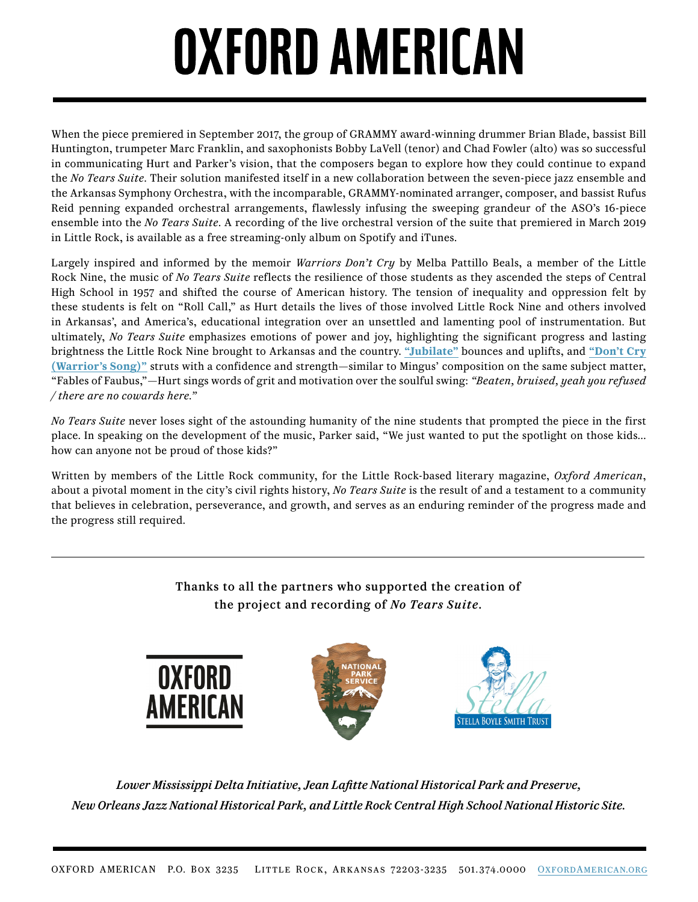# OXFORD AMERICAN

When the piece premiered in September 2017, the group of GRAMMY award-winning drummer Brian Blade, bassist Bill Huntington, trumpeter Marc Franklin, and saxophonists Bobby LaVell (tenor) and Chad Fowler (alto) was so successful in communicating Hurt and Parker's vision, that the composers began to explore how they could continue to expand the *No Tears Suite*. Their solution manifested itself in a new collaboration between the seven-piece jazz ensemble and the Arkansas Symphony Orchestra, with the incomparable, GRAMMY-nominated arranger, composer, and bassist Rufus Reid penning expanded orchestral arrangements, flawlessly infusing the sweeping grandeur of the ASO's 16-piece ensemble into the *No Tears Suite*. A recording of the live orchestral version of the suite that premiered in March 2019 in Little Rock, is available as a free streaming-only album on Spotify and iTunes.

Largely inspired and informed by the memoir *Warriors Don't Cry* by Melba Pattillo Beals, a member of the Little Rock Nine, the music of *No Tears Suite* reflects the resilience of those students as they ascended the steps of Central High School in 1957 and shifted the course of American history. The tension of inequality and oppression felt by these students is felt on "Roll Call," as Hurt details the lives of those involved Little Rock Nine and others involved in Arkansas', and America's, educational integration over an unsettled and lamenting pool of instrumentation. But ultimately, *No Tears Suite* emphasizes emotions of power and joy, highlighting the significant progress and lasting brightness the Little Rock Nine brought to Arkansas and the country. **"Jubilate"** bounces and uplifts, and **"Don't Cry (Warrior's Song)"** struts with a confidence and strength—similar to Mingus' composition on the same subject matter, "Fables of Faubus,"—Hurt sings words of grit and motivation over the soulful swing: *"Beaten, bruised, yeah you refused / there are no cowards here."*

*No Tears Suite* never loses sight of the astounding humanity of the nine students that prompted the piece in the first place. In speaking on the development of the music, Parker said, "We just wanted to put the spotlight on those kids... how can anyone not be proud of those kids?"

Written by members of the Little Rock community, for the Little Rock-based literary magazine, *Oxford American*, about a pivotal moment in the city's civil rights history, *No Tears Suite* is the result of and a testament to a community that believes in celebration, perseverance, and growth, and serves as an enduring reminder of the progress made and the progress still required.

---

**Thanks to all the partners who supported the creation of the project and recording of *No Tears Suite*.**

OXFORD AMERICAN

NATIONAL PARK SERVICE

Stella
STELLA BOYLE SMITH TRUST

*Lower Mississippi Delta Initiative, Jean Lafitte National Historical Park and Preserve, New Orleans Jazz National Historical Park, and Little Rock Central High School National Historic Site.*

OXFORD AMERICAN P.O. Box 3235 Little Rock, Arkansas 72203-3235 501.374.0000 OxfordAmerican.org